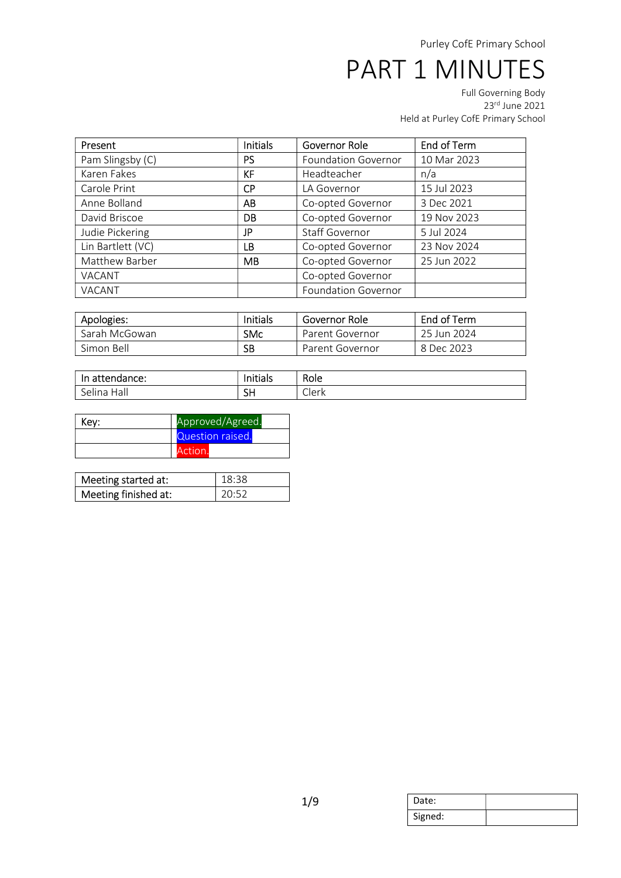Purley CofE Primary School

# PART 1 MINUTES

Full Governing Body
23rd June 2021
Held at Purley CofE Primary School

| Present | Initials | Governor Role | End of Term |
|---|---|---|---|
| Pam Slingsby (C) | PS | Foundation Governor | 10 Mar 2023 |
| Karen Fakes | KF | Headteacher | n/a |
| Carole Print | CP | LA Governor | 15 Jul 2023 |
| Anne Bolland | AB | Co-opted Governor | 3 Dec 2021 |
| David Briscoe | DB | Co-opted Governor | 19 Nov 2023 |
| Judie Pickering | JP | Staff Governor | 5 Jul 2024 |
| Lin Bartlett (VC) | LB | Co-opted Governor | 23 Nov 2024 |
| Matthew Barber | MB | Co-opted Governor | 25 Jun 2022 |
| VACANT | | Co-opted Governor | |
| VACANT | | Foundation Governor | |

| Apologies: | Initials | Governor Role | End of Term |
|---|---|---|---|
| Sarah McGowan | SMc | Parent Governor | 25 Jun 2024 |
| Simon Bell | SB | Parent Governor | 8 Dec 2023 |

| In attendance: | Initials | Role |
|---|---|---|
| Selina Hall | SH | Clerk |

| Key: | |
|---|---|
| | Approved/Agreed. |
| | Question raised. |
| | Action. |

| Meeting started at: | 18:38 |
|---|---|
| Meeting finished at: | 20:52 |

| Date: | |
|---|---|
| Signed: | |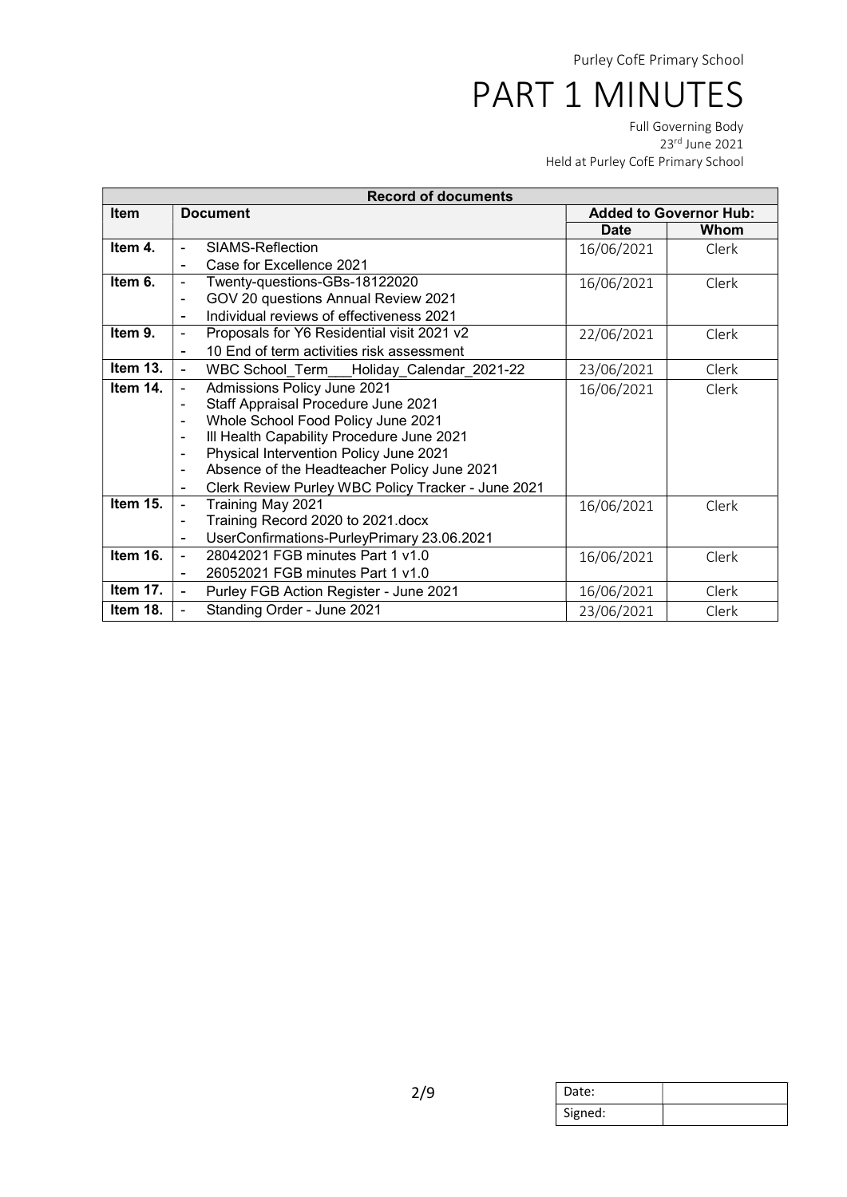Purley CofE Primary School

# PART 1 MINUTES

Full Governing Body
23rd June 2021
Held at Purley CofE Primary School

| Record of documents | | | |
| --- | --- | --- | --- |
| **Item** | **Document** | **Added to Governor Hub:** | |
| | | **Date** | **Whom** |
| **Item 4.** | - SIAMS-Reflection<br>- Case for Excellence 2021 | 16/06/2021 | Clerk |
| **Item 6.** | - Twenty-questions-GBs-18122020<br>- GOV 20 questions Annual Review 2021<br>- Individual reviews of effectiveness 2021 | 16/06/2021 | Clerk |
| **Item 9.** | - Proposals for Y6 Residential visit 2021 v2<br>- 10 End of term activities risk assessment | 22/06/2021 | Clerk |
| **Item 13.** | - WBC School_Term___Holiday_Calendar_2021-22 | 23/06/2021 | Clerk |
| **Item 14.** | - Admissions Policy June 2021<br>- Staff Appraisal Procedure June 2021<br>- Whole School Food Policy June 2021<br>- Ill Health Capability Procedure June 2021<br>- Physical Intervention Policy June 2021<br>- Absence of the Headteacher Policy June 2021<br>- Clerk Review Purley WBC Policy Tracker - June 2021 | 16/06/2021 | Clerk |
| **Item 15.** | - Training May 2021<br>- Training Record 2020 to 2021.docx<br>- UserConfirmations-PurleyPrimary 23.06.2021 | 16/06/2021 | Clerk |
| **Item 16.** | - 28042021 FGB minutes Part 1 v1.0<br>- 26052021 FGB minutes Part 1 v1.0 | 16/06/2021 | Clerk |
| **Item 17.** | - Purley FGB Action Register - June 2021 | 16/06/2021 | Clerk |
| **Item 18.** | - Standing Order - June 2021 | 23/06/2021 | Clerk |

| Date: | |
| --- | --- |
| Signed: | |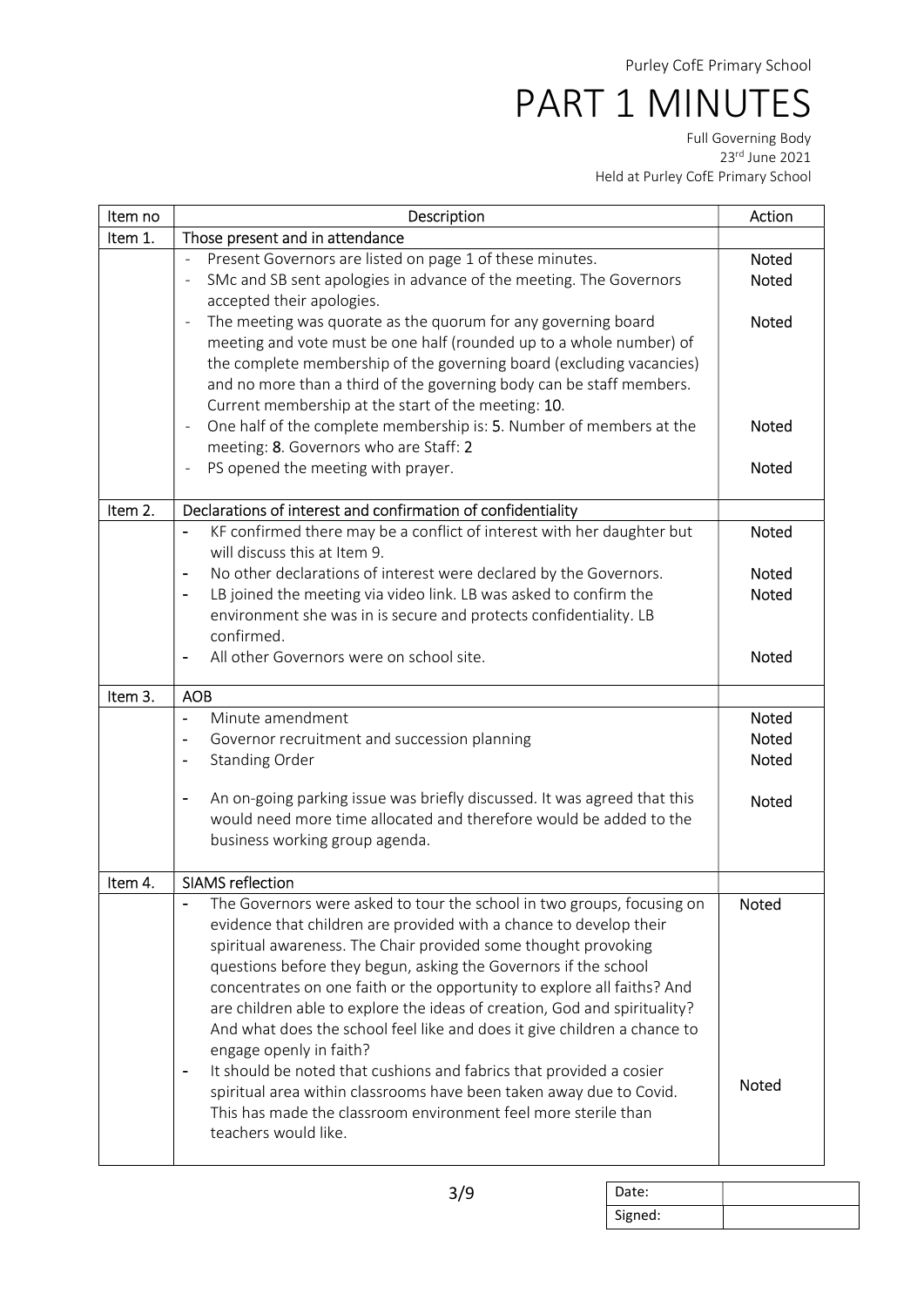Purley CofE Primary School

# PART 1 MINUTES

Full Governing Body
23rd June 2021
Held at Purley CofE Primary School

| Item no | Description | Action |
|---|---|---|
| Item 1. | Those present and in attendance | |
| | - Present Governors are listed on page 1 of these minutes. | Noted |
| | - SMc and SB sent apologies in advance of the meeting. The Governors accepted their apologies. | Noted |
| | - The meeting was quorate as the quorum for any governing board meeting and vote must be one half (rounded up to a whole number) of the complete membership of the governing board (excluding vacancies) and no more than a third of the governing body can be staff members. Current membership at the start of the meeting: 10. | Noted |
| | - One half of the complete membership is: 5. Number of members at the meeting: **8**. Governors who are Staff: 2 | Noted |
| | - PS opened the meeting with prayer. | Noted |
| Item 2. | Declarations of interest and confirmation of confidentiality | |
| | - KF confirmed there may be a conflict of interest with her daughter but will discuss this at Item 9. | Noted |
| | - No other declarations of interest were declared by the Governors. | Noted |
| | - LB joined the meeting via video link. LB was asked to confirm the environment she was in is secure and protects confidentiality. LB confirmed. | Noted |
| | - All other Governors were on school site. | Noted |
| Item 3. | AOB | |
| | - Minute amendment | Noted |
| | - Governor recruitment and succession planning | Noted |
| | - Standing Order | Noted |
| | - An on-going parking issue was briefly discussed. It was agreed that this would need more time allocated and therefore would be added to the business working group agenda. | Noted |
| Item 4. | SIAMS reflection | |
| | - The Governors were asked to tour the school in two groups, focusing on evidence that children are provided with a chance to develop their spiritual awareness. The Chair provided some thought provoking questions before they begun, asking the Governors if the school concentrates on one faith or the opportunity to explore all faiths? And are children able to explore the ideas of creation, God and spirituality? And what does the school feel like and does it give children a chance to engage openly in faith? | Noted |
| | - It should be noted that cushions and fabrics that provided a cosier spiritual area within classrooms have been taken away due to Covid. This has made the classroom environment feel more sterile than teachers would like. | Noted |

| | |
|---|---|
| Date: | |
| Signed: | |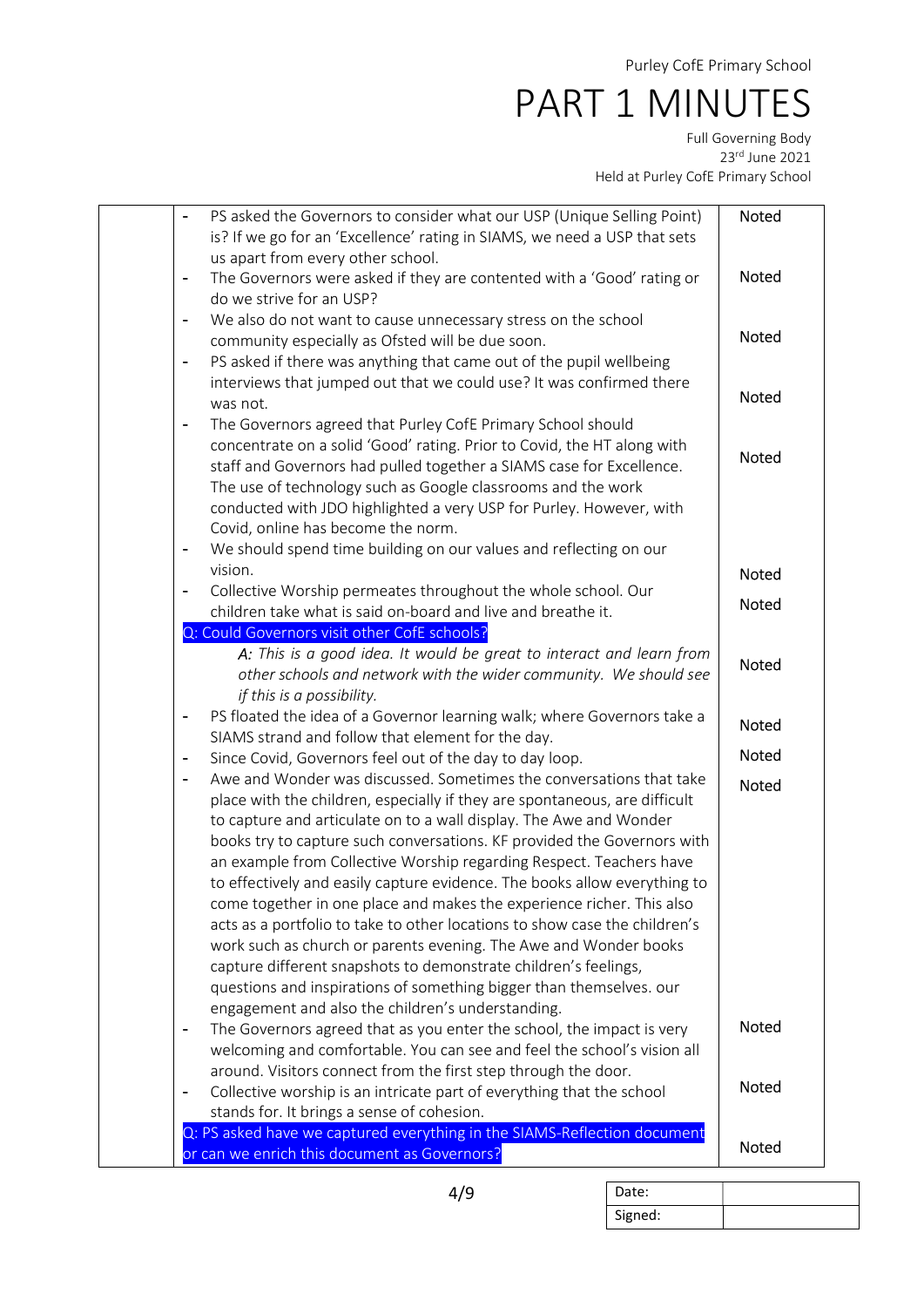| | | |
|---|---|---|
| | - PS asked the Governors to consider what our USP (Unique Selling Point) is? If we go for an 'Excellence' rating in SIAMS, we need a USP that sets us apart from every other school. | Noted |
| | - The Governors were asked if they are contented with a 'Good' rating or do we strive for an USP? | Noted |
| | - We also do not want to cause unnecessary stress on the school community especially as Ofsted will be due soon. | Noted |
| | - PS asked if there was anything that came out of the pupil wellbeing interviews that jumped out that we could use? It was confirmed there was not. | Noted |
| | - The Governors agreed that Purley CofE Primary School should concentrate on a solid 'Good' rating. Prior to Covid, the HT along with staff and Governors had pulled together a SIAMS case for Excellence. The use of technology such as Google classrooms and the work conducted with JDO highlighted a very USP for Purley. However, with Covid, online has become the norm. | Noted |
| | - We should spend time building on our values and reflecting on our vision. | Noted |
| | - Collective Worship permeates throughout the whole school. Our children take what is said on-board and live and breathe it. | Noted |
| | Q: Could Governors visit other CofE schools? *A: This is a good idea. It would be great to interact and learn from other schools and network with the wider community. We should see if this is a possibility.* | Noted |
| | - PS floated the idea of a Governor learning walk; where Governors take a SIAMS strand and follow that element for the day. | Noted |
| | - Since Covid, Governors feel out of the day to day loop. | Noted |
| | - Awe and Wonder was discussed. Sometimes the conversations that take place with the children, especially if they are spontaneous, are difficult to capture and articulate on to a wall display. The Awe and Wonder books try to capture such conversations. KF provided the Governors with an example from Collective Worship regarding Respect. Teachers have to effectively and easily capture evidence. The books allow everything to come together in one place and makes the experience richer. This also acts as a portfolio to take to other locations to show case the children's work such as church or parents evening. The Awe and Wonder books capture different snapshots to demonstrate children's feelings, questions and inspirations of something bigger than themselves. our engagement and also the children's understanding. | Noted |
| | - The Governors agreed that as you enter the school, the impact is very welcoming and comfortable. You can see and feel the school's vision all around. Visitors connect from the first step through the door. | Noted |
| | - Collective worship is an intricate part of everything that the school stands for. It brings a sense of cohesion. | Noted |
| | Q: PS asked have we captured everything in the SIAMS-Reflection document or can we enrich this document as Governors? | Noted |

| | |
|---|---|
| Date: | |
| Signed: | |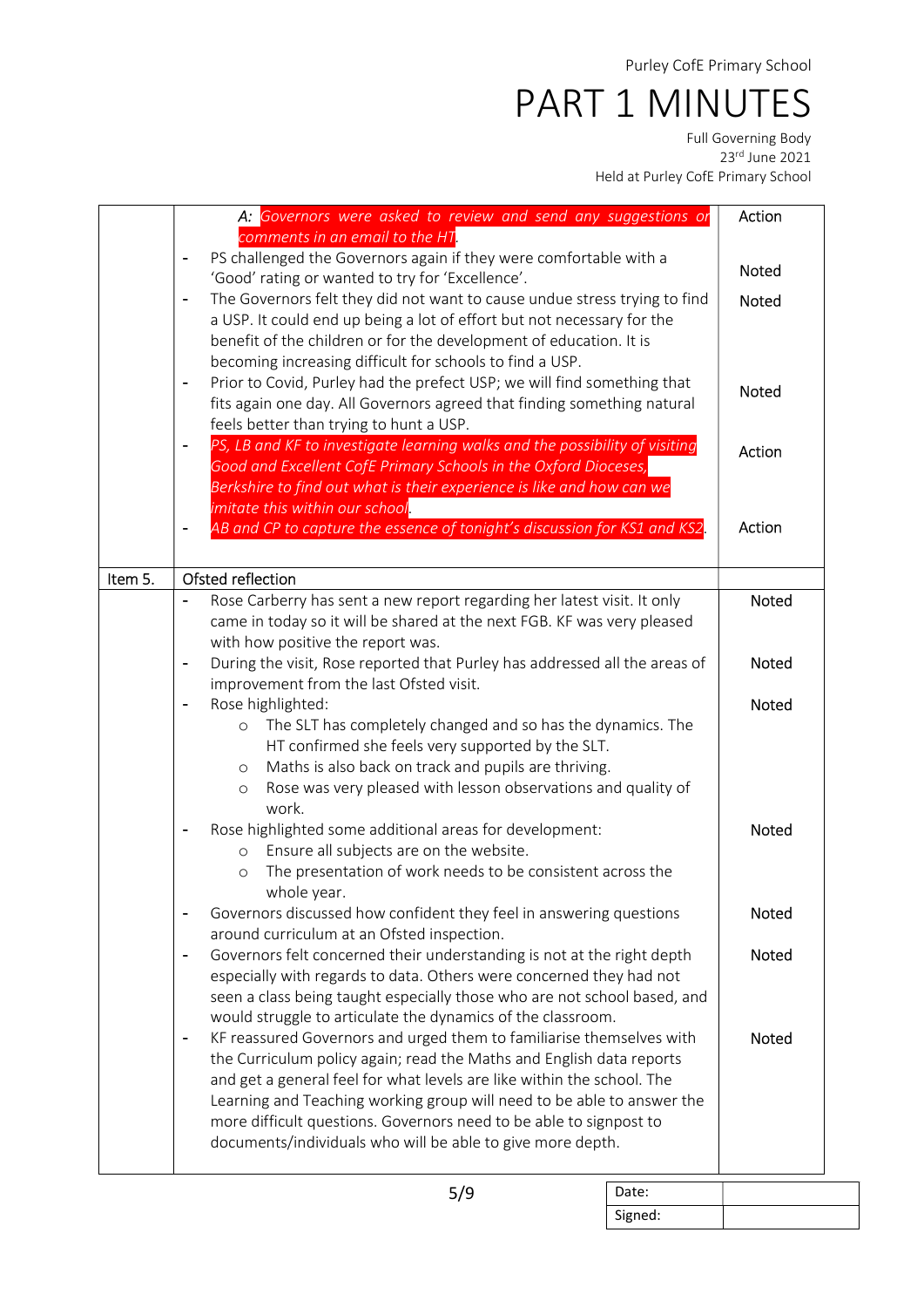Purley CofE Primary School

# PART 1 MINUTES

Full Governing Body
23rd June 2021
Held at Purley CofE Primary School

| | | |
|---|---|---|
| | A: Governors were asked to review and send any suggestions or comments in an email to the HT. | Action |
| | - PS challenged the Governors again if they were comfortable with a 'Good' rating or wanted to try for 'Excellence'. | Noted |
| | - The Governors felt they did not want to cause undue stress trying to find a USP. It could end up being a lot of effort but not necessary for the benefit of the children or for the development of education. It is becoming increasing difficult for schools to find a USP. | Noted |
| | - Prior to Covid, Purley had the prefect USP; we will find something that fits again one day. All Governors agreed that finding something natural feels better than trying to hunt a USP. | Noted |
| | - *PS, LB and KF to investigate learning walks and the possibility of visiting Good and Excellent CofE Primary Schools in the Oxford Dioceses, Berkshire to find out what is their experience is like and how can we imitate this within our school.* | Action |
| | - *AB and CP to capture the essence of tonight's discussion for KS1 and KS2.* | Action |
| Item 5. | Ofsted reflection | |
| | - Rose Carberry has sent a new report regarding her latest visit. It only came in today so it will be shared at the next FGB. KF was very pleased with how positive the report was. | Noted |
| | - During the visit, Rose reported that Purley has addressed all the areas of improvement from the last Ofsted visit. | Noted |
| | - Rose highlighted:<br>○ The SLT has completely changed and so has the dynamics. The HT confirmed she feels very supported by the SLT.<br>○ Maths is also back on track and pupils are thriving.<br>○ Rose was very pleased with lesson observations and quality of work. | Noted |
| | - Rose highlighted some additional areas for development:<br>○ Ensure all subjects are on the website.<br>○ The presentation of work needs to be consistent across the whole year. | Noted |
| | - Governors discussed how confident they feel in answering questions around curriculum at an Ofsted inspection. | Noted |
| | - Governors felt concerned their understanding is not at the right depth especially with regards to data. Others were concerned they had not seen a class being taught especially those who are not school based, and would struggle to articulate the dynamics of the classroom. | Noted |
| | - KF reassured Governors and urged them to familiarise themselves with the Curriculum policy again; read the Maths and English data reports and get a general feel for what levels are like within the school. The Learning and Teaching working group will need to be able to answer the more difficult questions. Governors need to be able to signpost to documents/individuals who will be able to give more depth. | Noted |

| | |
|---|---|
| Date: | |
| Signed: | |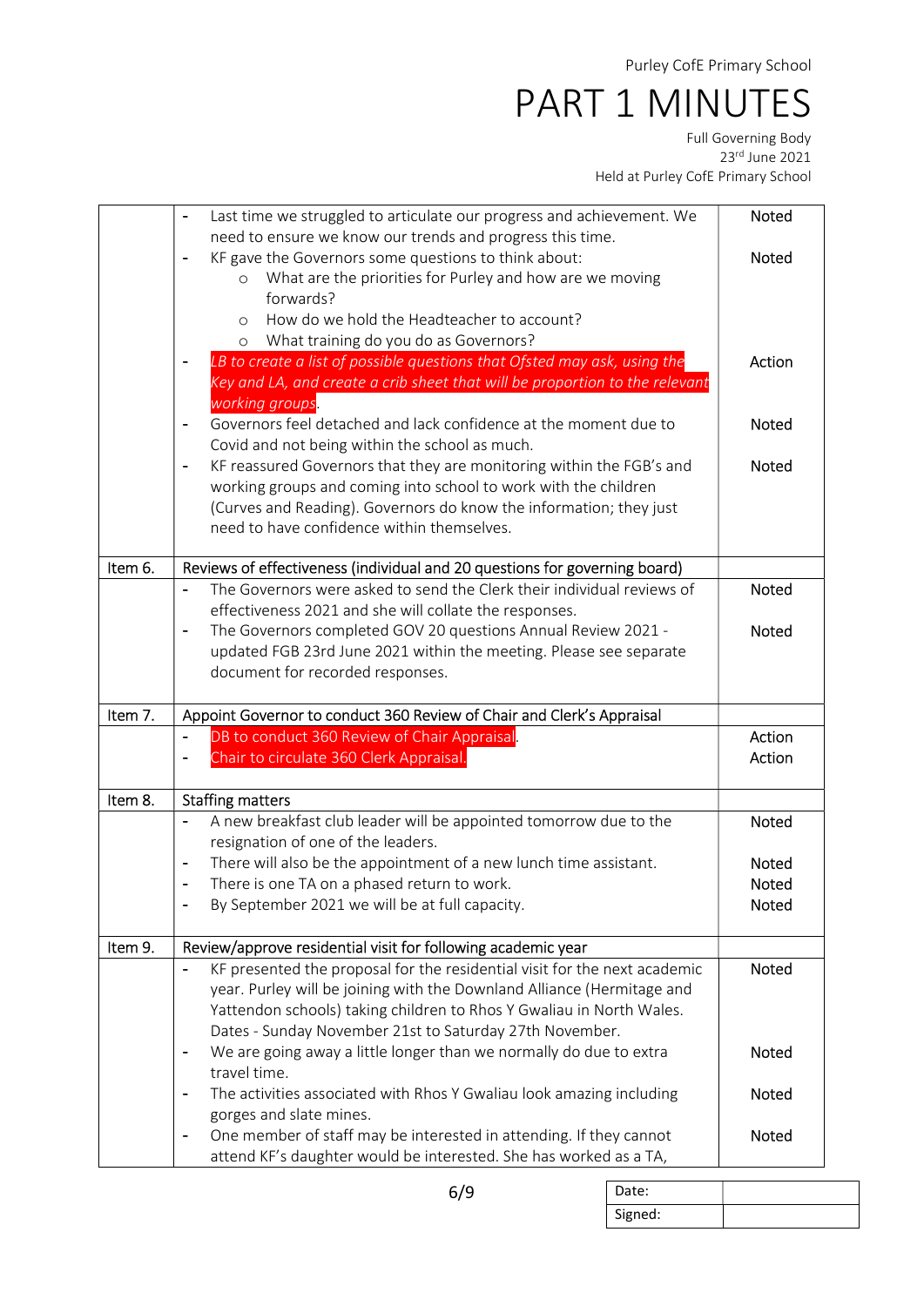| | | |
|---|---|---|
| | - Last time we struggled to articulate our progress and achievement. We need to ensure we know our trends and progress this time. | Noted |
| | - KF gave the Governors some questions to think about:<br>  ○ What are the priorities for Purley and how are we moving forwards?<br>  ○ How do we hold the Headteacher to account?<br>  ○ What training do you do as Governors? | Noted |
| | - *LB to create a list of possible questions that Ofsted may ask, using the Key and LA, and create a crib sheet that will be proportion to the relevant working groups*. | Action |
| | - Governors feel detached and lack confidence at the moment due to Covid and not being within the school as much. | Noted |
| | - KF reassured Governors that they are monitoring within the FGB's and working groups and coming into school to work with the children (Curves and Reading). Governors do know the information; they just need to have confidence within themselves. | Noted |
| Item 6. | Reviews of effectiveness (individual and 20 questions for governing board) | |
| | - The Governors were asked to send the Clerk their individual reviews of effectiveness 2021 and she will collate the responses. | Noted |
| | - The Governors completed GOV 20 questions Annual Review 2021 - updated FGB 23rd June 2021 within the meeting. Please see separate document for recorded responses. | Noted |
| Item 7. | Appoint Governor to conduct 360 Review of Chair and Clerk's Appraisal | |
| | - DB to conduct 360 Review of Chair Appraisal. | Action |
| | - Chair to circulate 360 Clerk Appraisal. | Action |
| Item 8. | Staffing matters | |
| | - A new breakfast club leader will be appointed tomorrow due to the resignation of one of the leaders. | Noted |
| | - There will also be the appointment of a new lunch time assistant. | Noted |
| | - There is one TA on a phased return to work. | Noted |
| | - By September 2021 we will be at full capacity. | Noted |
| Item 9. | Review/approve residential visit for following academic year | |
| | - KF presented the proposal for the residential visit for the next academic year. Purley will be joining with the Downland Alliance (Hermitage and Yattendon schools) taking children to Rhos Y Gwaliau in North Wales. Dates - Sunday November 21st to Saturday 27th November. | Noted |
| | - We are going away a little longer than we normally do due to extra travel time. | Noted |
| | - The activities associated with Rhos Y Gwaliau look amazing including gorges and slate mines. | Noted |
| | - One member of staff may be interested in attending. If they cannot attend KF's daughter would be interested. She has worked as a TA, | Noted |

| | |
|---|---|
| Date: | |
| Signed: | |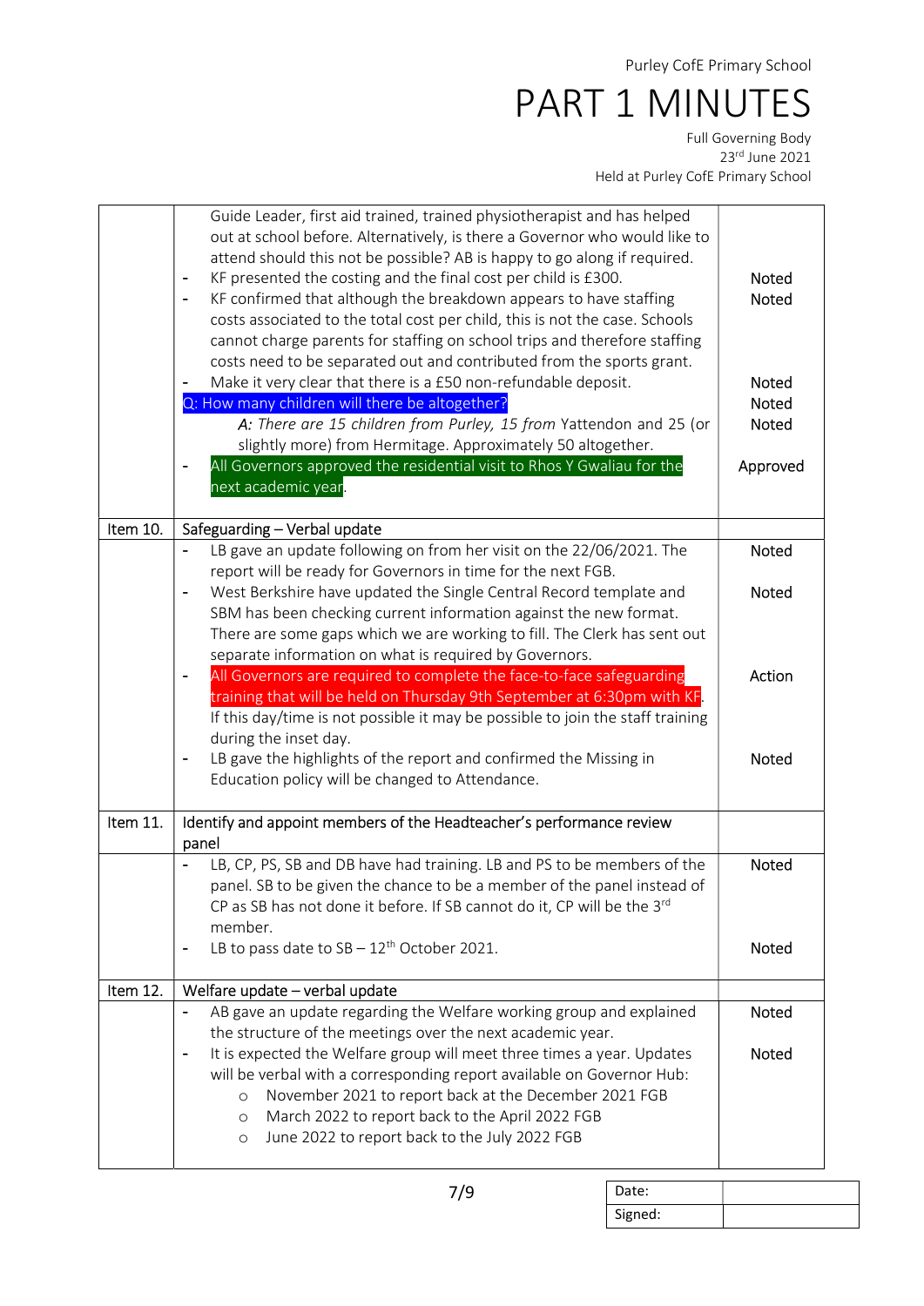Purley CofE Primary School

# PART 1 MINUTES

Full Governing Body
23rd June 2021
Held at Purley CofE Primary School

| | | |
|---|---|---|
| | Guide Leader, first aid trained, trained physiotherapist and has helped out at school before. Alternatively, is there a Governor who would like to attend should this not be possible? AB is happy to go along if required.<br>- KF presented the costing and the final cost per child is £300.<br>- KF confirmed that although the breakdown appears to have staffing costs associated to the total cost per child, this is not the case. Schools cannot charge parents for staffing on school trips and therefore staffing costs need to be separated out and contributed from the sports grant.<br>- Make it very clear that there is a £50 non-refundable deposit.<br>Q: How many children will there be altogether?<br>*A: There are 15 children from Purley, 15 from* Yattendon and 25 (or slightly more) from Hermitage. Approximately 50 altogether.<br>- All Governors approved the residential visit to Rhos Y Gwaliau for the next academic year. | Noted<br>Noted<br>Noted<br>Noted<br>Noted<br>Approved |
| Item 10. | Safeguarding – Verbal update | |
| | - LB gave an update following on from her visit on the 22/06/2021. The report will be ready for Governors in time for the next FGB.<br>- West Berkshire have updated the Single Central Record template and SBM has been checking current information against the new format. There are some gaps which we are working to fill. The Clerk has sent out separate information on what is required by Governors.<br>- All Governors are required to complete the face-to-face safeguarding training that will be held on Thursday 9th September at 6:30pm with KF. If this day/time is not possible it may be possible to join the staff training during the inset day.<br>- LB gave the highlights of the report and confirmed the Missing in Education policy will be changed to Attendance. | Noted<br>Noted<br>Action<br>Noted |
| Item 11. | Identify and appoint members of the Headteacher's performance review panel | |
| | - LB, CP, PS, SB and DB have had training. LB and PS to be members of the panel. SB to be given the chance to be a member of the panel instead of CP as SB has not done it before. If SB cannot do it, CP will be the 3rd member.<br>- LB to pass date to SB – 12th October 2021. | Noted<br>Noted |
| Item 12. | Welfare update – verbal update | |
| | - AB gave an update regarding the Welfare working group and explained the structure of the meetings over the next academic year.<br>- It is expected the Welfare group will meet three times a year. Updates will be verbal with a corresponding report available on Governor Hub:<br>  - November 2021 to report back at the December 2021 FGB<br>  - March 2022 to report back to the April 2022 FGB<br>  - June 2022 to report back to the July 2022 FGB | Noted<br>Noted |

| | |
|---|---|
| Date: | |
| Signed: | |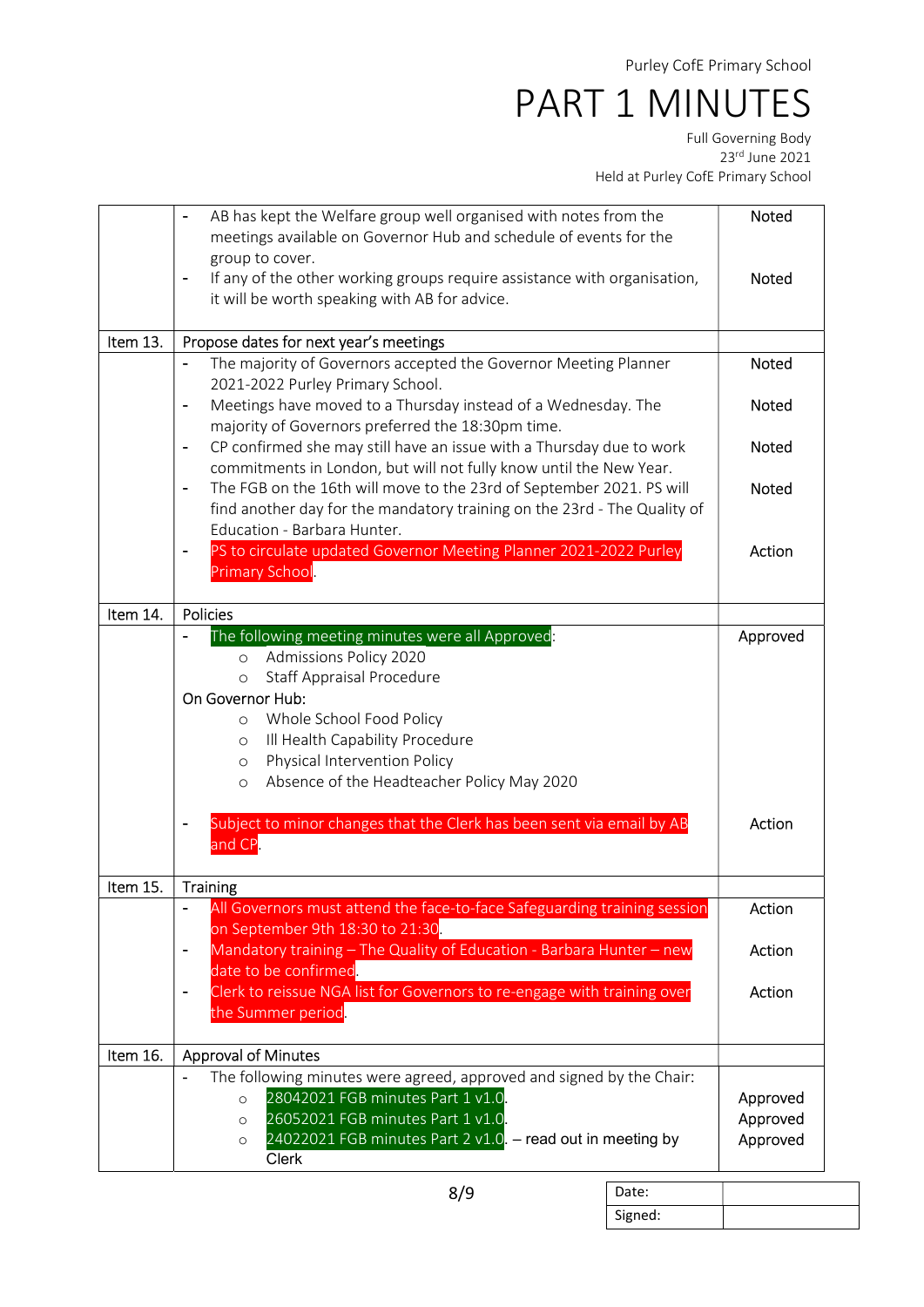Purley CofE Primary School

# PART 1 MINUTES

Full Governing Body
23rd June 2021
Held at Purley CofE Primary School

| | | |
|---|---|---|
| | - AB has kept the Welfare group well organised with notes from the meetings available on Governor Hub and schedule of events for the group to cover.<br>- If any of the other working groups require assistance with organisation, it will be worth speaking with AB for advice. | Noted<br><br>Noted |
| Item 13. | Propose dates for next year's meetings | |
| | - The majority of Governors accepted the Governor Meeting Planner 2021-2022 Purley Primary School.<br>- Meetings have moved to a Thursday instead of a Wednesday. The majority of Governors preferred the 18:30pm time.<br>- CP confirmed she may still have an issue with a Thursday due to work commitments in London, but will not fully know until the New Year.<br>- The FGB on the 16th will move to the 23rd of September 2021. PS will find another day for the mandatory training on the 23rd - The Quality of Education - Barbara Hunter.<br>- PS to circulate updated Governor Meeting Planner 2021-2022 Purley Primary School. | Noted<br><br>Noted<br><br>Noted<br><br>Noted<br><br>Action |
| Item 14. | Policies | |
| | - The following meeting minutes were all Approved:<br>&nbsp;&nbsp;&nbsp;&nbsp;○ Admissions Policy 2020<br>&nbsp;&nbsp;&nbsp;&nbsp;○ Staff Appraisal Procedure<br>On Governor Hub:<br>&nbsp;&nbsp;&nbsp;&nbsp;○ Whole School Food Policy<br>&nbsp;&nbsp;&nbsp;&nbsp;○ Ill Health Capability Procedure<br>&nbsp;&nbsp;&nbsp;&nbsp;○ Physical Intervention Policy<br>&nbsp;&nbsp;&nbsp;&nbsp;○ Absence of the Headteacher Policy May 2020<br><br>- Subject to minor changes that the Clerk has been sent via email by AB and CP. | Approved<br><br><br><br><br><br><br><br><br>Action |
| Item 15. | Training | |
| | - All Governors must attend the face-to-face Safeguarding training session on September 9th 18:30 to 21:30.<br>- Mandatory training – The Quality of Education - Barbara Hunter – new date to be confirmed.<br>- Clerk to reissue NGA list for Governors to re-engage with training over the Summer period. | Action<br><br>Action<br><br>Action |
| Item 16. | Approval of Minutes | |
| | - The following minutes were agreed, approved and signed by the Chair:<br>&nbsp;&nbsp;&nbsp;&nbsp;○ 28042021 FGB minutes Part 1 v1.0.<br>&nbsp;&nbsp;&nbsp;&nbsp;○ 26052021 FGB minutes Part 1 v1.0.<br>&nbsp;&nbsp;&nbsp;&nbsp;○ 24022021 FGB minutes Part 2 v1.0. – read out in meeting by Clerk | <br>Approved<br>Approved<br>Approved |

| | |
|---|---|
| Date: | |
| Signed: | |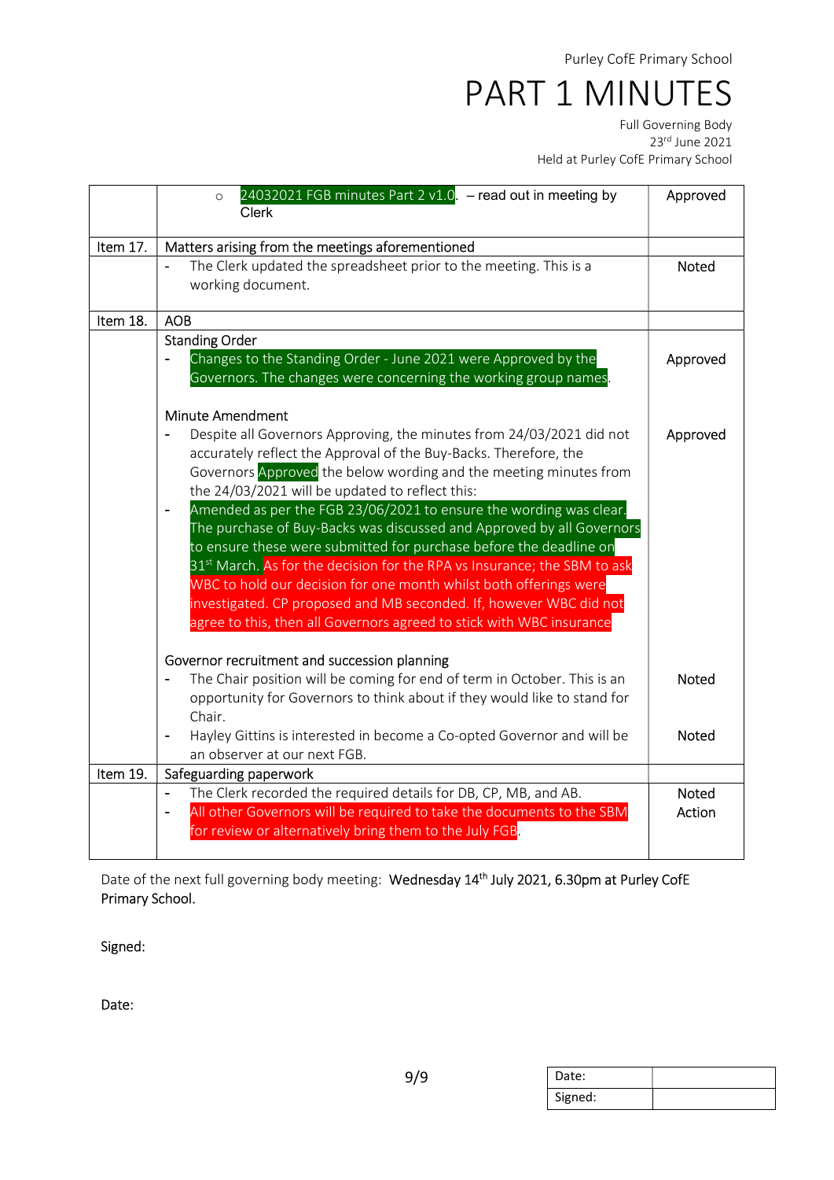Purley CofE Primary School

# PART 1 MINUTES

Full Governing Body
23rd June 2021
Held at Purley CofE Primary School

| | | |
|---|---|---|
| | ○ 24032021 FGB minutes Part 2 v1.0. – read out in meeting by Clerk | Approved |
| Item 17. | Matters arising from the meetings aforementioned | |
| | - The Clerk updated the spreadsheet prior to the meeting. This is a working document. | Noted |
| Item 18. | AOB | |
| | Standing Order<br>- Changes to the Standing Order - June 2021 were Approved by the Governors. The changes were concerning the working group names.<br><br>Minute Amendment<br>- Despite all Governors Approving, the minutes from 24/03/2021 did not accurately reflect the Approval of the Buy-Backs. Therefore, the Governors Approved the below wording and the meeting minutes from the 24/03/2021 will be updated to reflect this:<br>- Amended as per the FGB 23/06/2021 to ensure the wording was clear. The purchase of Buy-Backs was discussed and Approved by all Governors to ensure these were submitted for purchase before the deadline on 31st March. As for the decision for the RPA vs Insurance; the SBM to ask WBC to hold our decision for one month whilst both offerings were investigated. CP proposed and MB seconded. If, however WBC did not agree to this, then all Governors agreed to stick with WBC insurance<br><br>Governor recruitment and succession planning<br>- The Chair position will be coming for end of term in October. This is an opportunity for Governors to think about if they would like to stand for Chair.<br>- Hayley Gittins is interested in become a Co-opted Governor and will be an observer at our next FGB. | Approved<br><br>Approved<br><br>Noted<br><br>Noted |
| Item 19. | Safeguarding paperwork | |
| | - The Clerk recorded the required details for DB, CP, MB, and AB.<br>- All other Governors will be required to take the documents to the SBM for review or alternatively bring them to the July FGB. | Noted<br>Action |

Date of the next full governing body meeting: Wednesday 14th July 2021, 6.30pm at Purley CofE Primary School.

Signed:

Date:

| | |
|---|---|
| Date: | |
| Signed: | |